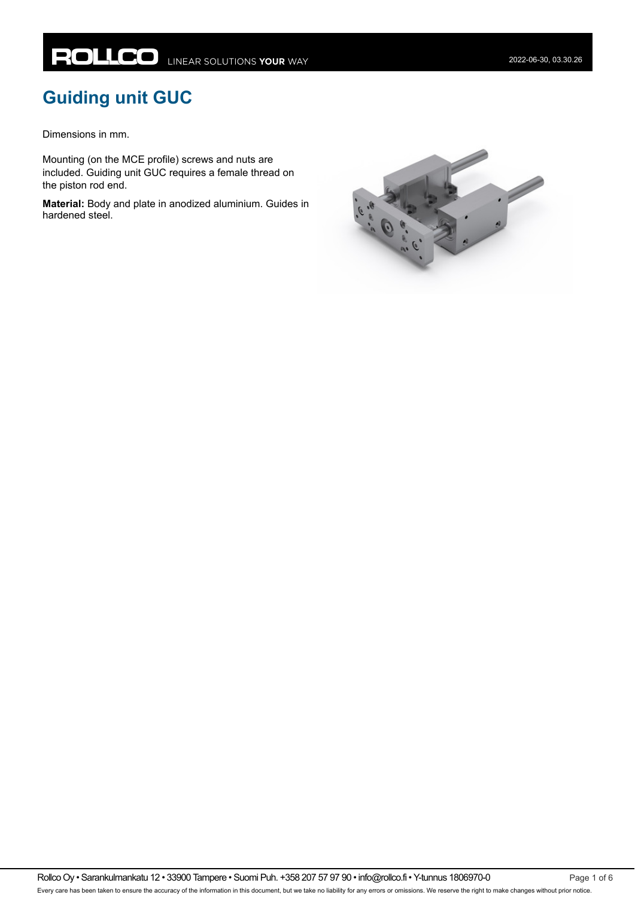# Guiding unit GUC

Dimensions in mm.

Mounting (on the MCE profile) screws and nuts are included. Guiding unit GUC requires a female thread on the piston rod end.

**Material:** Body and plate in anodized aluminium. Guides in hardened steel.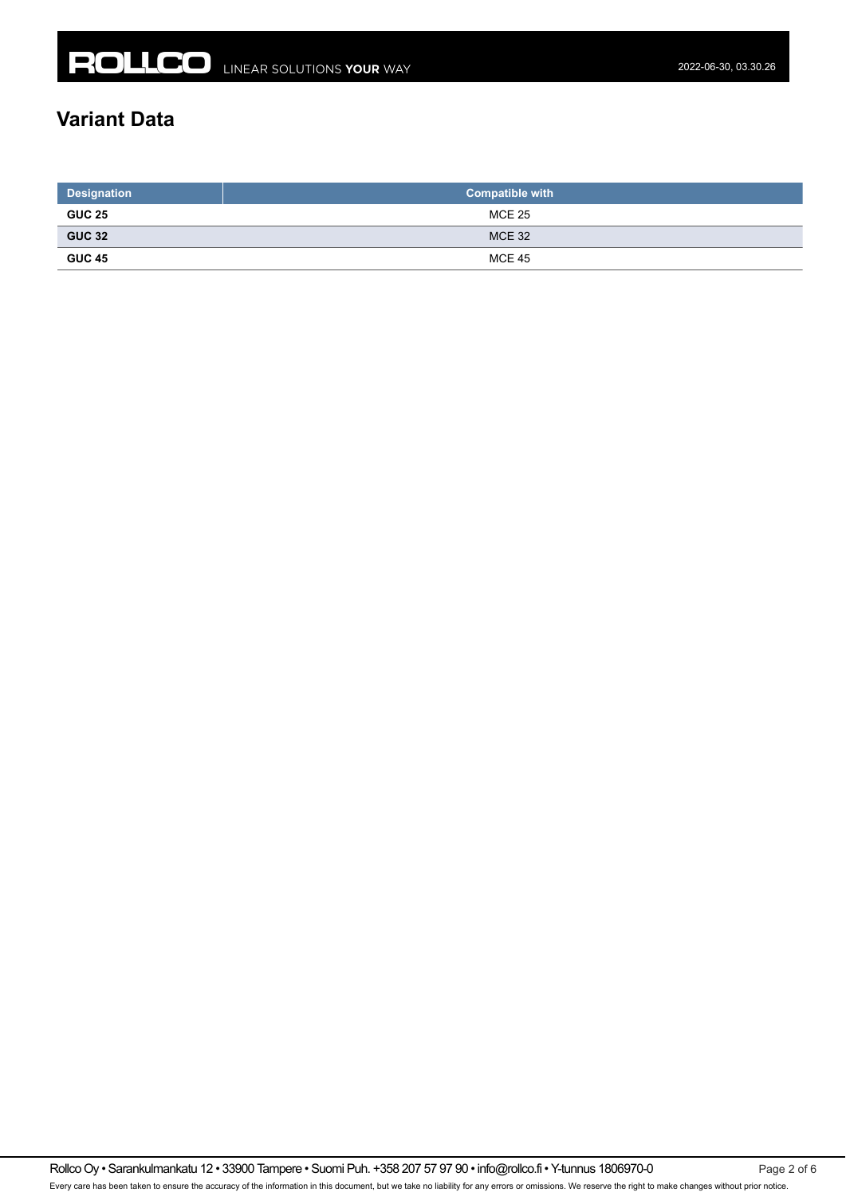## Variant Data

| Designation | Compatible with |
| --- | --- |
| **GUC 25** | MCE 25 |
| **GUC 32** | MCE 32 |
| **GUC 45** | MCE 45 |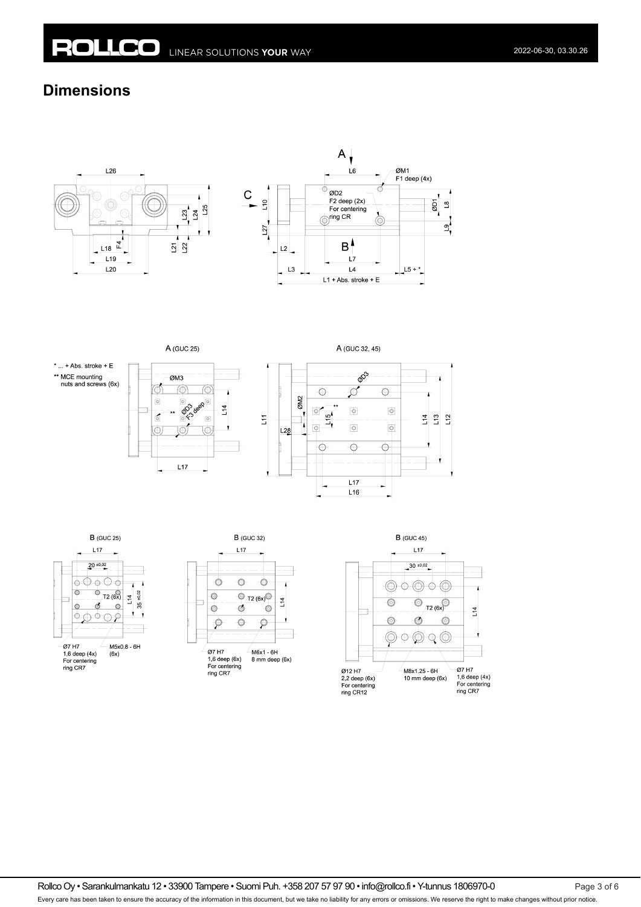## Dimensions

A (GUC 25)

A (GUC 32, 45)

\* ... + Abs. stroke + E

\*\* MCE mounting nuts and screws (6x)

B (GUC 25)

B (GUC 32)

B (GUC 45)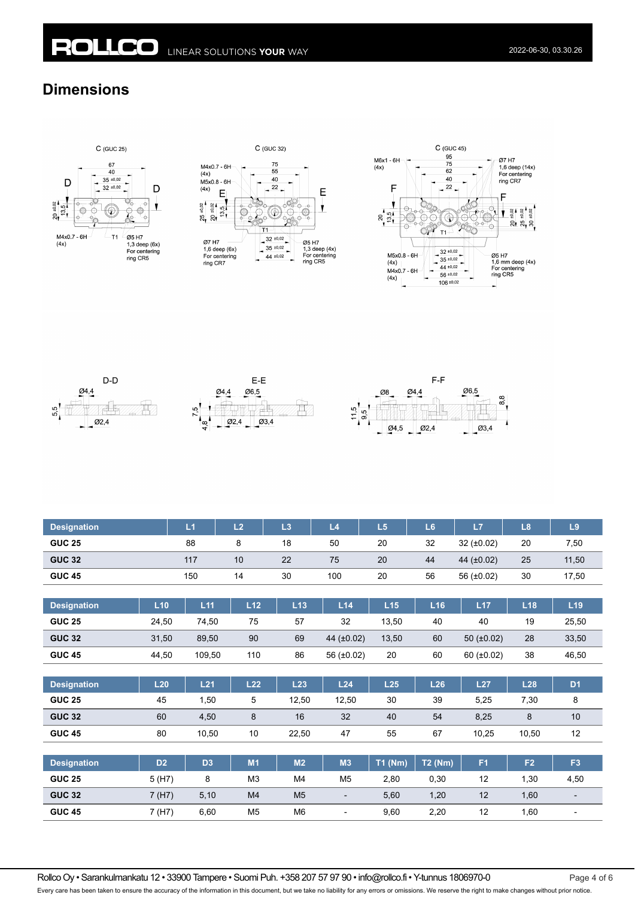## Dimensions

| Designation | L1 | L2 | L3 | L4 | L5 | L6 | L7 | L8 | L9 |
|---|---|---|---|---|---|---|---|---|---|
| GUC 25 | 88 | 8 | 18 | 50 | 20 | 32 | 32 (±0.02) | 20 | 7,50 |
| GUC 32 | 117 | 10 | 22 | 75 | 20 | 44 | 44 (±0.02) | 25 | 11,50 |
| GUC 45 | 150 | 14 | 30 | 100 | 20 | 56 | 56 (±0.02) | 30 | 17,50 |

| Designation | L10 | L11 | L12 | L13 | L14 | L15 | L16 | L17 | L18 | L19 |
|---|---|---|---|---|---|---|---|---|---|---|
| GUC 25 | 24,50 | 74,50 | 75 | 57 | 32 | 13,50 | 40 | 40 | 19 | 25,50 |
| GUC 32 | 31,50 | 89,50 | 90 | 69 | 44 (±0.02) | 13,50 | 60 | 50 (±0.02) | 28 | 33,50 |
| GUC 45 | 44,50 | 109,50 | 110 | 86 | 56 (±0.02) | 20 | 60 | 60 (±0.02) | 38 | 46,50 |

| Designation | L20 | L21 | L22 | L23 | L24 | L25 | L26 | L27 | L28 | D1 |
|---|---|---|---|---|---|---|---|---|---|---|
| GUC 25 | 45 | 1,50 | 5 | 12,50 | 12,50 | 30 | 39 | 5,25 | 7,30 | 8 |
| GUC 32 | 60 | 4,50 | 8 | 16 | 32 | 40 | 54 | 8,25 | 8 | 10 |
| GUC 45 | 80 | 10,50 | 10 | 22,50 | 47 | 55 | 67 | 10,25 | 10,50 | 12 |

| Designation | D2 | D3 | M1 | M2 | M3 | T1 (Nm) | T2 (Nm) | F1 | F2 | F3 |
|---|---|---|---|---|---|---|---|---|---|---|
| GUC 25 | 5 (H7) | 8 | M3 | M4 | M5 | 2,80 | 0,30 | 12 | 1,30 | 4,50 |
| GUC 32 | 7 (H7) | 5,10 | M4 | M5 | - | 5,60 | 1,20 | 12 | 1,60 | - |
| GUC 45 | 7 (H7) | 6,60 | M5 | M6 | - | 9,60 | 2,20 | 12 | 1,60 | - |

Rollco Oy • Sarankulmankatu 12 • 33900 Tampere • Suomi Puh. +358 207 57 97 90 • info@rollco.fi • Y-tunnus 1806970-0

Every care has been taken to ensure the accuracy of the information in this document, but we take no liability for any errors or omissions. We reserve the right to make changes without prior notice.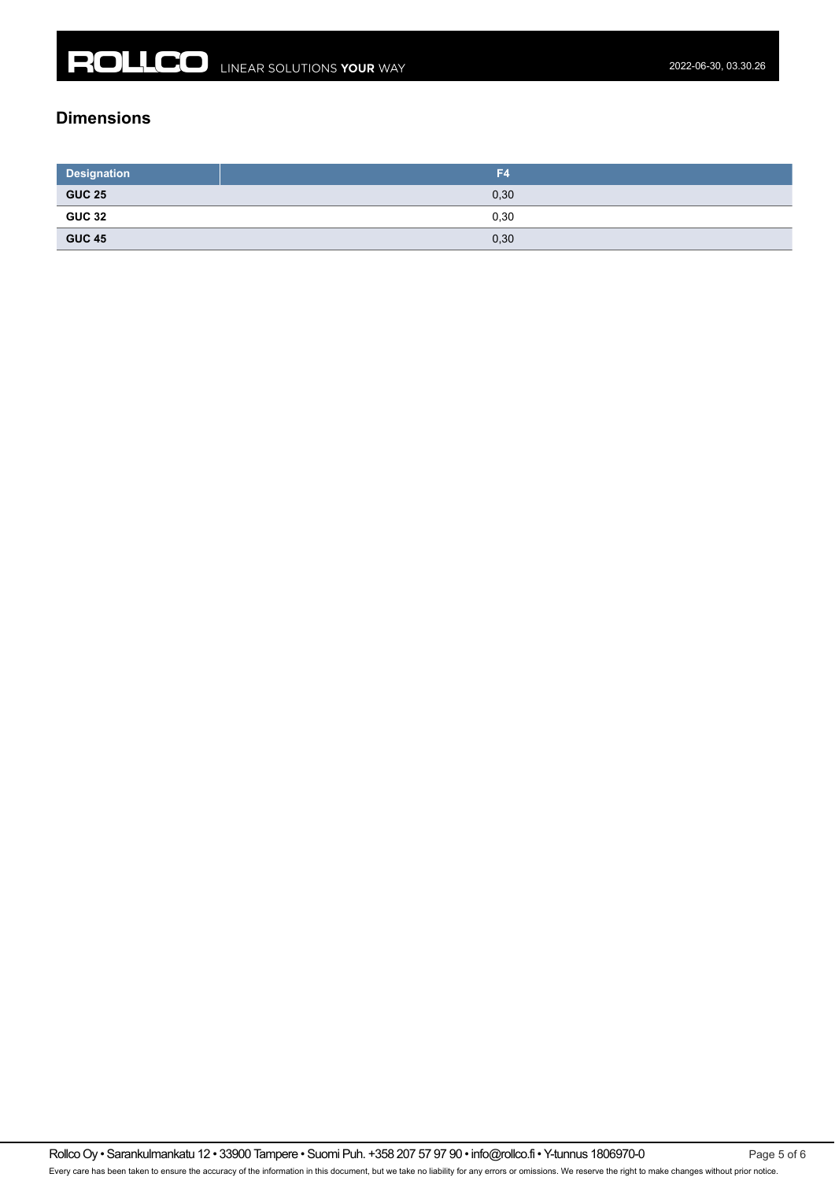## Dimensions

| Designation | F4 |
| --- | --- |
| **GUC 25** | 0,30 |
| **GUC 32** | 0,30 |
| **GUC 45** | 0,30 |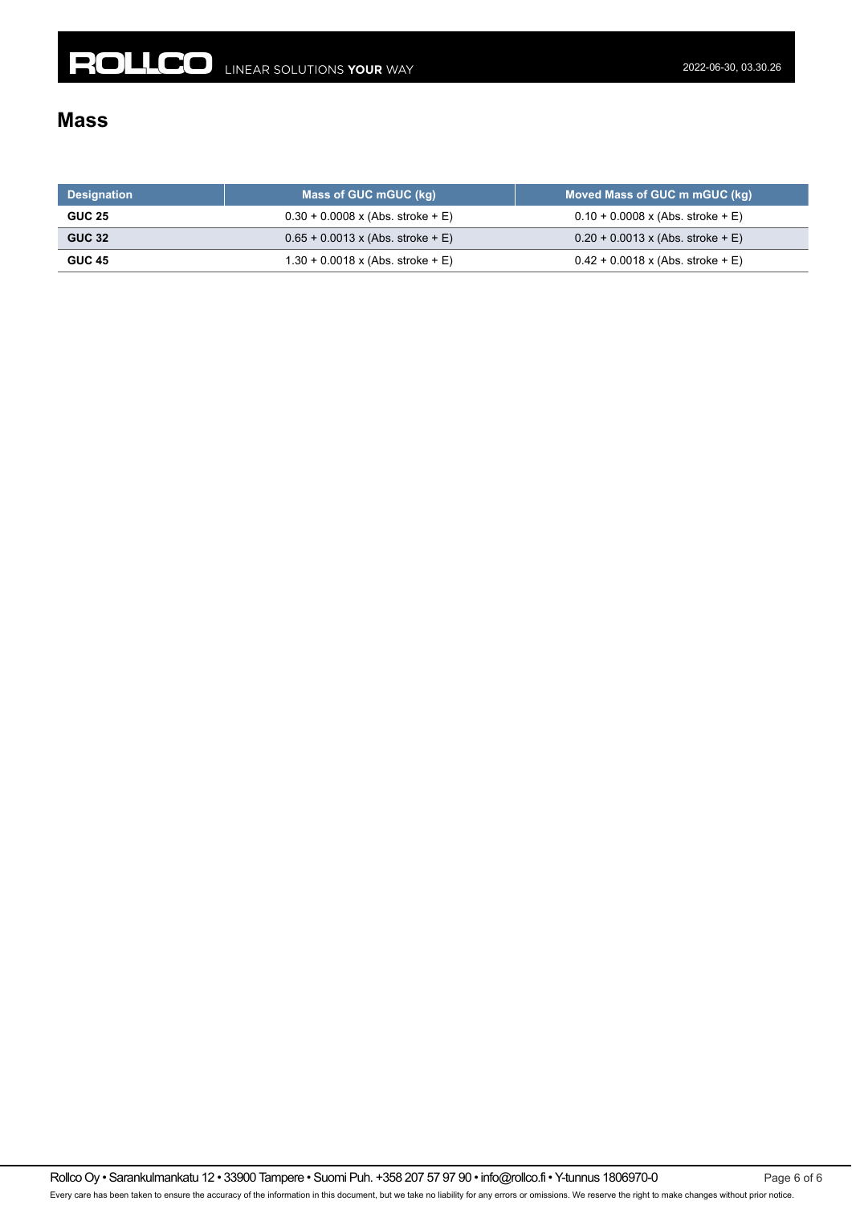## Mass

| Designation | Mass of GUC mGUC (kg) | Moved Mass of GUC m mGUC (kg) |
|---|---|---|
| **GUC 25** | 0.30 + 0.0008 x (Abs. stroke + E) | 0.10 + 0.0008 x (Abs. stroke + E) |
| **GUC 32** | 0.65 + 0.0013 x (Abs. stroke + E) | 0.20 + 0.0013 x (Abs. stroke + E) |
| **GUC 45** | 1.30 + 0.0018 x (Abs. stroke + E) | 0.42 + 0.0018 x (Abs. stroke + E) |